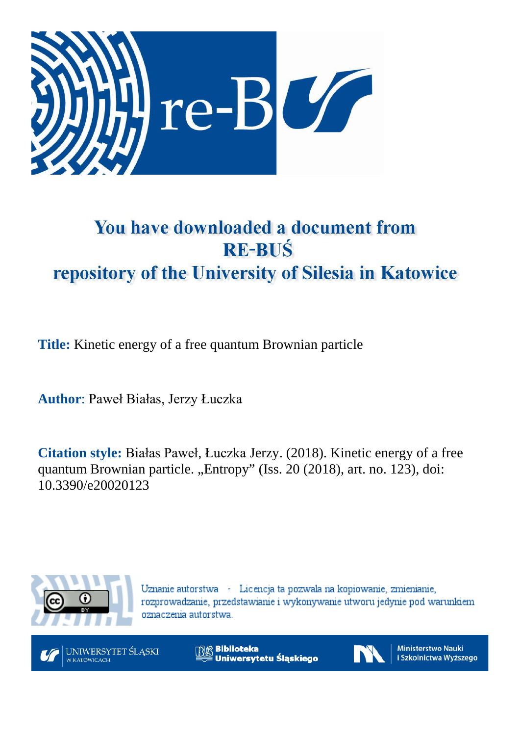# You have downloaded a document from RE-BUŚ repository of the University of Silesia in Katowice

**Title:** Kinetic energy of a free quantum Brownian particle

**Author**: Paweł Białas, Jerzy Łuczka

**Citation style:** Białas Paweł, Łuczka Jerzy. (2018). Kinetic energy of a free quantum Brownian particle. „Entropy" (Iss. 20 (2018), art. no. 123), doi: 10.3390/e20020123

Uznanie autorstwa - Licencja ta pozwala na kopiowanie, zmienianie, rozprowadzanie, przedstawianie i wykonywanie utworu jedynie pod warunkiem oznaczenia autorstwa.

UNIWERSYTET ŚLĄSKI W KATOWICACH

Biblioteka Uniwersytetu Śląskiego

Ministerstwo Nauki i Szkolnictwa Wyższego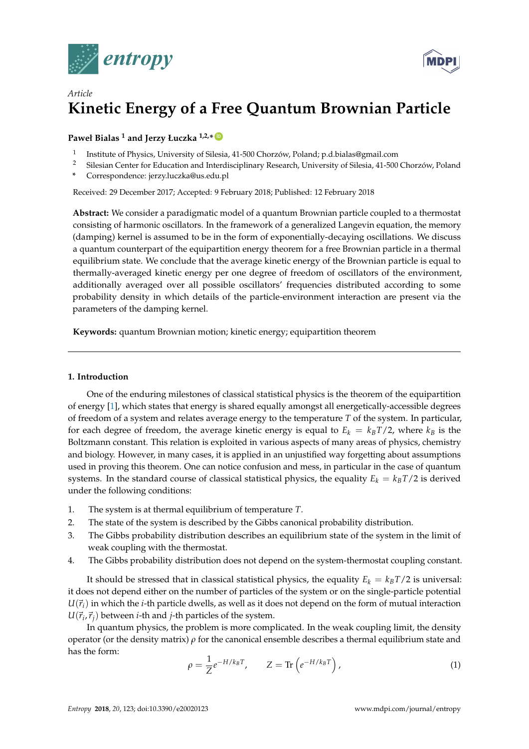entropy

MDPI

*Article*

# Kinetic Energy of a Free Quantum Brownian Particle

**Paweł Bialas [1] and Jerzy Łuczka [1,2,*]**

1 Institute of Physics, University of Silesia, 41-500 Chorzów, Poland; p.d.bialas@gmail.com
2 Silesian Center for Education and Interdisciplinary Research, University of Silesia, 41-500 Chorzów, Poland
* Correspondence: jerzy.luczka@us.edu.pl

Received: 29 December 2017; Accepted: 9 February 2018; Published: 12 February 2018

**Abstract:** We consider a paradigmatic model of a quantum Brownian particle coupled to a thermostat consisting of harmonic oscillators. In the framework of a generalized Langevin equation, the memory (damping) kernel is assumed to be in the form of exponentially-decaying oscillations. We discuss a quantum counterpart of the equipartition energy theorem for a free Brownian particle in a thermal equilibrium state. We conclude that the average kinetic energy of the Brownian particle is equal to thermally-averaged kinetic energy per one degree of freedom of oscillators of the environment, additionally averaged over all possible oscillators' frequencies distributed according to some probability density in which details of the particle-environment interaction are present via the parameters of the damping kernel.

**Keywords:** quantum Brownian motion; kinetic energy; equipartition theorem

## 1. Introduction

One of the enduring milestones of classical statistical physics is the theorem of the equipartition of energy [1], which states that energy is shared equally amongst all energetically-accessible degrees of freedom of a system and relates average energy to the temperature $T$ of the system. In particular, for each degree of freedom, the average kinetic energy is equal to $E_k = k_B T/2$, where $k_B$ is the Boltzmann constant. This relation is exploited in various aspects of many areas of physics, chemistry and biology. However, in many cases, it is applied in an unjustified way forgetting about assumptions used in proving this theorem. One can notice confusion and mess, in particular in the case of quantum systems. In the standard course of classical statistical physics, the equality $E_k = k_B T/2$ is derived under the following conditions:

1. The system is at thermal equilibrium of temperature $T$.
2. The state of the system is described by the Gibbs canonical probability distribution.
3. The Gibbs probability distribution describes an equilibrium state of the system in the limit of weak coupling with the thermostat.
4. The Gibbs probability distribution does not depend on the system-thermostat coupling constant.

It should be stressed that in classical statistical physics, the equality $E_k = k_B T/2$ is universal: it does not depend either on the number of particles of the system or on the single-particle potential $U(\vec{r}_i)$ in which the $i$-th particle dwells, as well as it does not depend on the form of mutual interaction $U(\vec{r}_i, \vec{r}_j)$ between $i$-th and $j$-th particles of the system.

In quantum physics, the problem is more complicated. In the weak coupling limit, the density operator (or the density matrix) $\rho$ for the canonical ensemble describes a thermal equilibrium state and has the form:

$$\rho = \frac{1}{Z} e^{-H/k_B T}, \qquad Z = \mathrm{Tr}\left(e^{-H/k_B T}\right), \tag{1}$$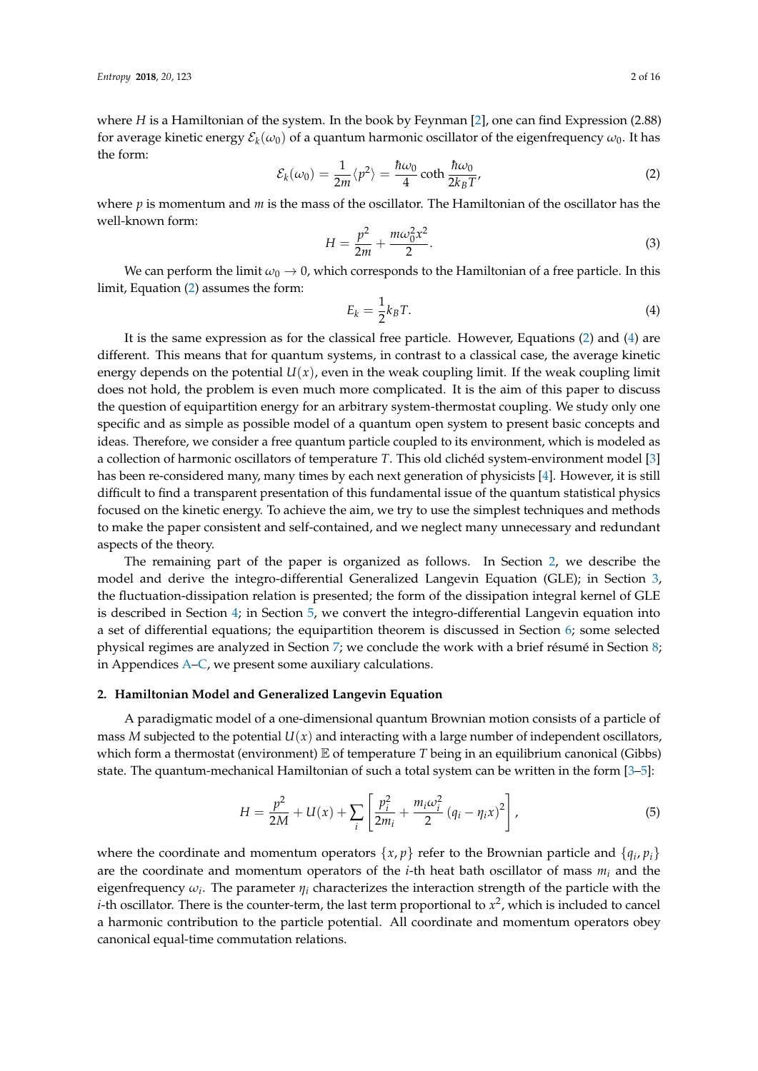where $H$ is a Hamiltonian of the system. In the book by Feynman [2], one can find Expression (2.88) for average kinetic energy $\mathcal{E}_k(\omega_0)$ of a quantum harmonic oscillator of the eigenfrequency $\omega_0$. It has the form:

$$\mathcal{E}_k(\omega_0) = \frac{1}{2m}\langle p^2 \rangle = \frac{\hbar\omega_0}{4}\coth\frac{\hbar\omega_0}{2k_BT}, \tag{2}$$

where $p$ is momentum and $m$ is the mass of the oscillator. The Hamiltonian of the oscillator has the well-known form:

$$H = \frac{p^2}{2m} + \frac{m\omega_0^2 x^2}{2}. \tag{3}$$

We can perform the limit $\omega_0 \to 0$, which corresponds to the Hamiltonian of a free particle. In this limit, Equation (2) assumes the form:

$$E_k = \frac{1}{2}k_BT. \tag{4}$$

It is the same expression as for the classical free particle. However, Equations (2) and (4) are different. This means that for quantum systems, in contrast to a classical case, the average kinetic energy depends on the potential $U(x)$, even in the weak coupling limit. If the weak coupling limit does not hold, the problem is even much more complicated. It is the aim of this paper to discuss the question of equipartition energy for an arbitrary system-thermostat coupling. We study only one specific and as simple as possible model of a quantum open system to present basic concepts and ideas. Therefore, we consider a free quantum particle coupled to its environment, which is modeled as a collection of harmonic oscillators of temperature $T$. This old clichéd system-environment model [3] has been re-considered many, many times by each next generation of physicists [4]. However, it is still difficult to find a transparent presentation of this fundamental issue of the quantum statistical physics focused on the kinetic energy. To achieve the aim, we try to use the simplest techniques and methods to make the paper consistent and self-contained, and we neglect many unnecessary and redundant aspects of the theory.

The remaining part of the paper is organized as follows. In Section 2, we describe the model and derive the integro-differential Generalized Langevin Equation (GLE); in Section 3, the fluctuation-dissipation relation is presented; the form of the dissipation integral kernel of GLE is described in Section 4; in Section 5, we convert the integro-differential Langevin equation into a set of differential equations; the equipartition theorem is discussed in Section 6; some selected physical regimes are analyzed in Section 7; we conclude the work with a brief résumé in Section 8; in Appendices A–C, we present some auxiliary calculations.

## 2. Hamiltonian Model and Generalized Langevin Equation

A paradigmatic model of a one-dimensional quantum Brownian motion consists of a particle of mass $M$ subjected to the potential $U(x)$ and interacting with a large number of independent oscillators, which form a thermostat (environment) $\mathbb{E}$ of temperature $T$ being in an equilibrium canonical (Gibbs) state. The quantum-mechanical Hamiltonian of such a total system can be written in the form [3–5]:

$$H = \frac{p^2}{2M} + U(x) + \sum_i \left[ \frac{p_i^2}{2m_i} + \frac{m_i\omega_i^2}{2}\left(q_i - \eta_i x\right)^2 \right], \tag{5}$$

where the coordinate and momentum operators $\{x, p\}$ refer to the Brownian particle and $\{q_i, p_i\}$ are the coordinate and momentum operators of the $i$-th heat bath oscillator of mass $m_i$ and the eigenfrequency $\omega_i$. The parameter $\eta_i$ characterizes the interaction strength of the particle with the $i$-th oscillator. There is the counter-term, the last term proportional to $x^2$, which is included to cancel a harmonic contribution to the particle potential. All coordinate and momentum operators obey canonical equal-time commutation relations.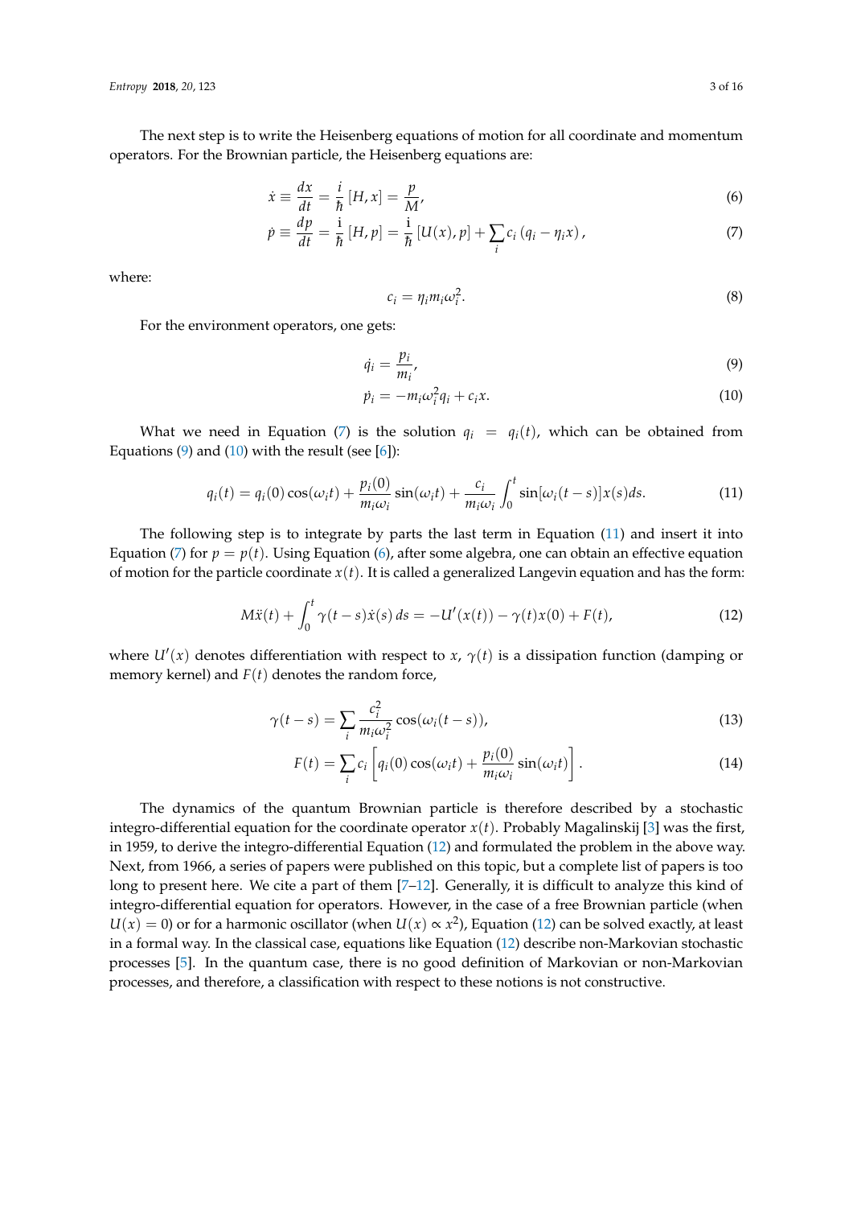The next step is to write the Heisenberg equations of motion for all coordinate and momentum operators. For the Brownian particle, the Heisenberg equations are:

$$\dot{x} \equiv \frac{dx}{dt} = \frac{i}{\hbar}[H, x] = \frac{p}{M}, \tag{6}$$

$$\dot{p} \equiv \frac{dp}{dt} = \frac{\mathrm{i}}{\hbar}[H, p] = \frac{\mathrm{i}}{\hbar}[U(x), p] + \sum_i c_i (q_i - \eta_i x), \tag{7}$$

where:

$$c_i = \eta_i m_i \omega_i^2. \tag{8}$$

For the environment operators, one gets:

$$\dot{q}_i = \frac{p_i}{m_i}, \tag{9}$$

$$\dot{p}_i = -m_i \omega_i^2 q_i + c_i x. \tag{10}$$

What we need in Equation (7) is the solution $q_i = q_i(t)$, which can be obtained from Equations (9) and (10) with the result (see [6]):

$$q_i(t) = q_i(0)\cos(\omega_i t) + \frac{p_i(0)}{m_i \omega_i}\sin(\omega_i t) + \frac{c_i}{m_i \omega_i}\int_0^t \sin[\omega_i(t-s)]x(s)ds. \tag{11}$$

The following step is to integrate by parts the last term in Equation (11) and insert it into Equation (7) for $p = p(t)$. Using Equation (6), after some algebra, one can obtain an effective equation of motion for the particle coordinate $x(t)$. It is called a generalized Langevin equation and has the form:

$$M\ddot{x}(t) + \int_0^t \gamma(t-s)\dot{x}(s)\,ds = -U'(x(t)) - \gamma(t)x(0) + F(t), \tag{12}$$

where $U'(x)$ denotes differentiation with respect to $x$, $\gamma(t)$ is a dissipation function (damping or memory kernel) and $F(t)$ denotes the random force,

$$\gamma(t-s) = \sum_i \frac{c_i^2}{m_i \omega_i^2}\cos(\omega_i(t-s)), \tag{13}$$

$$F(t) = \sum_i c_i \left[q_i(0)\cos(\omega_i t) + \frac{p_i(0)}{m_i \omega_i}\sin(\omega_i t)\right]. \tag{14}$$

The dynamics of the quantum Brownian particle is therefore described by a stochastic integro-differential equation for the coordinate operator $x(t)$. Probably Magalinskij [3] was the first, in 1959, to derive the integro-differential Equation (12) and formulated the problem in the above way. Next, from 1966, a series of papers were published on this topic, but a complete list of papers is too long to present here. We cite a part of them [7–12]. Generally, it is difficult to analyze this kind of integro-differential equation for operators. However, in the case of a free Brownian particle (when $U(x) = 0$) or for a harmonic oscillator (when $U(x) \propto x^2$), Equation (12) can be solved exactly, at least in a formal way. In the classical case, equations like Equation (12) describe non-Markovian stochastic processes [5]. In the quantum case, there is no good definition of Markovian or non-Markovian processes, and therefore, a classification with respect to these notions is not constructive.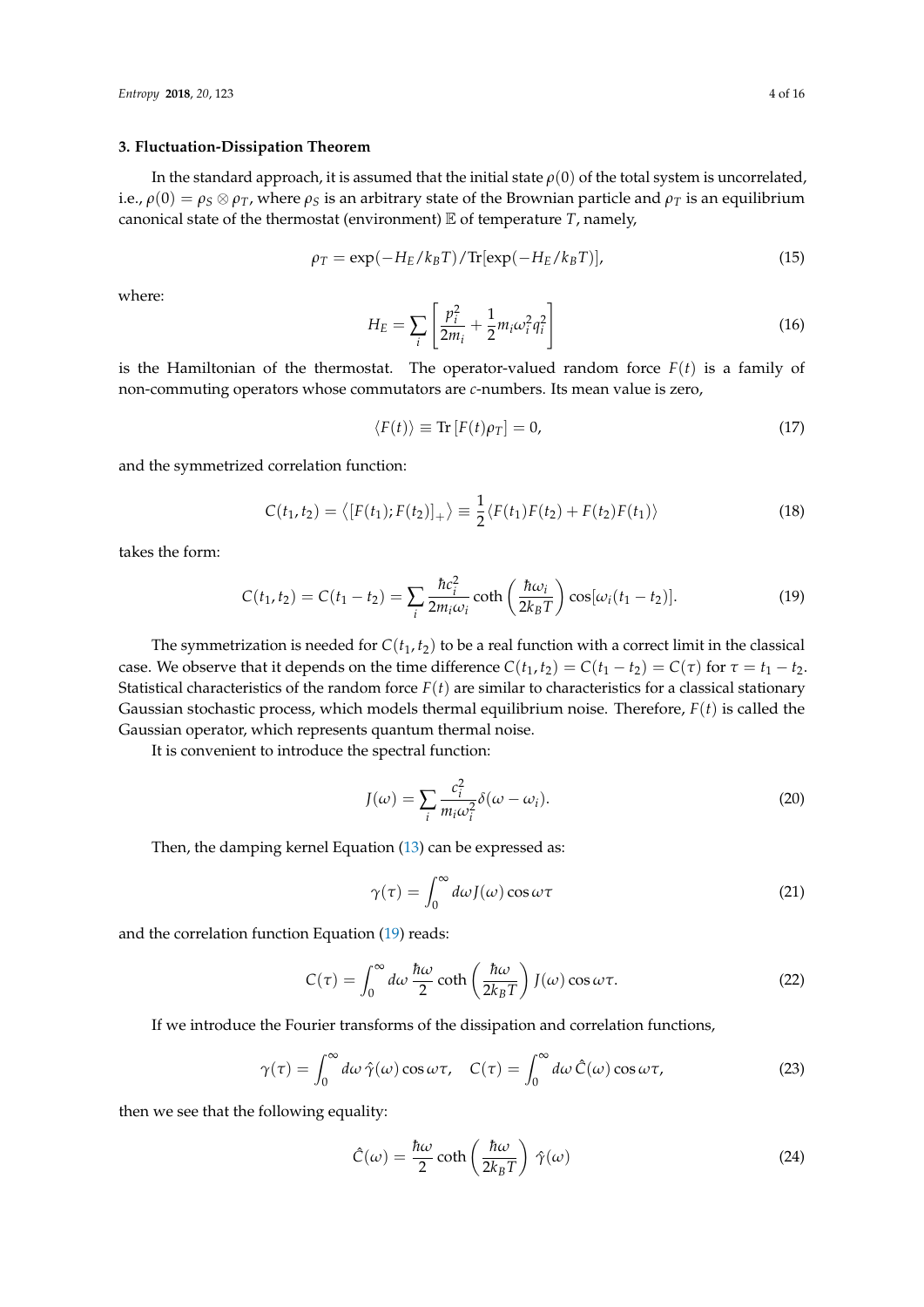## 3. Fluctuation-Dissipation Theorem

In the standard approach, it is assumed that the initial state $\rho(0)$ of the total system is uncorrelated, i.e., $\rho(0) = \rho_S \otimes \rho_T$, where $\rho_S$ is an arbitrary state of the Brownian particle and $\rho_T$ is an equilibrium canonical state of the thermostat (environment) $\mathbb{E}$ of temperature $T$, namely,

$$\rho_T = \exp(-H_E/k_B T)/\mathrm{Tr}[\exp(-H_E/k_B T)], \tag{15}$$

where:

$$H_E = \sum_i \left[ \frac{p_i^2}{2m_i} + \frac{1}{2} m_i \omega_i^2 q_i^2 \right] \tag{16}$$

is the Hamiltonian of the thermostat. The operator-valued random force $F(t)$ is a family of non-commuting operators whose commutators are $c$-numbers. Its mean value is zero,

$$\langle F(t) \rangle \equiv \mathrm{Tr}\left[F(t)\rho_T\right] = 0, \tag{17}$$

and the symmetrized correlation function:

$$C(t_1, t_2) = \left\langle [F(t_1); F(t_2)]_+ \right\rangle \equiv \frac{1}{2} \langle F(t_1)F(t_2) + F(t_2)F(t_1) \rangle \tag{18}$$

takes the form:

$$C(t_1, t_2) = C(t_1 - t_2) = \sum_i \frac{\hbar c_i^2}{2m_i \omega_i} \coth\left(\frac{\hbar \omega_i}{2k_B T}\right) \cos[\omega_i (t_1 - t_2)]. \tag{19}$$

The symmetrization is needed for $C(t_1, t_2)$ to be a real function with a correct limit in the classical case. We observe that it depends on the time difference $C(t_1, t_2) = C(t_1 - t_2) = C(\tau)$ for $\tau = t_1 - t_2$. Statistical characteristics of the random force $F(t)$ are similar to characteristics for a classical stationary Gaussian stochastic process, which models thermal equilibrium noise. Therefore, $F(t)$ is called the Gaussian operator, which represents quantum thermal noise.

It is convenient to introduce the spectral function:

$$J(\omega) = \sum_i \frac{c_i^2}{m_i \omega_i^2} \delta(\omega - \omega_i). \tag{20}$$

Then, the damping kernel Equation (13) can be expressed as:

$$\gamma(\tau) = \int_0^\infty d\omega J(\omega) \cos \omega \tau \tag{21}$$

and the correlation function Equation (19) reads:

$$C(\tau) = \int_0^\infty d\omega \, \frac{\hbar \omega}{2} \coth\left(\frac{\hbar \omega}{2k_B T}\right) J(\omega) \cos \omega \tau. \tag{22}$$

If we introduce the Fourier transforms of the dissipation and correlation functions,

$$\gamma(\tau) = \int_0^\infty d\omega \, \hat{\gamma}(\omega) \cos \omega \tau, \quad C(\tau) = \int_0^\infty d\omega \, \hat{C}(\omega) \cos \omega \tau, \tag{23}$$

then we see that the following equality:

$$\hat{C}(\omega) = \frac{\hbar \omega}{2} \coth\left(\frac{\hbar \omega}{2k_B T}\right) \hat{\gamma}(\omega) \tag{24}$$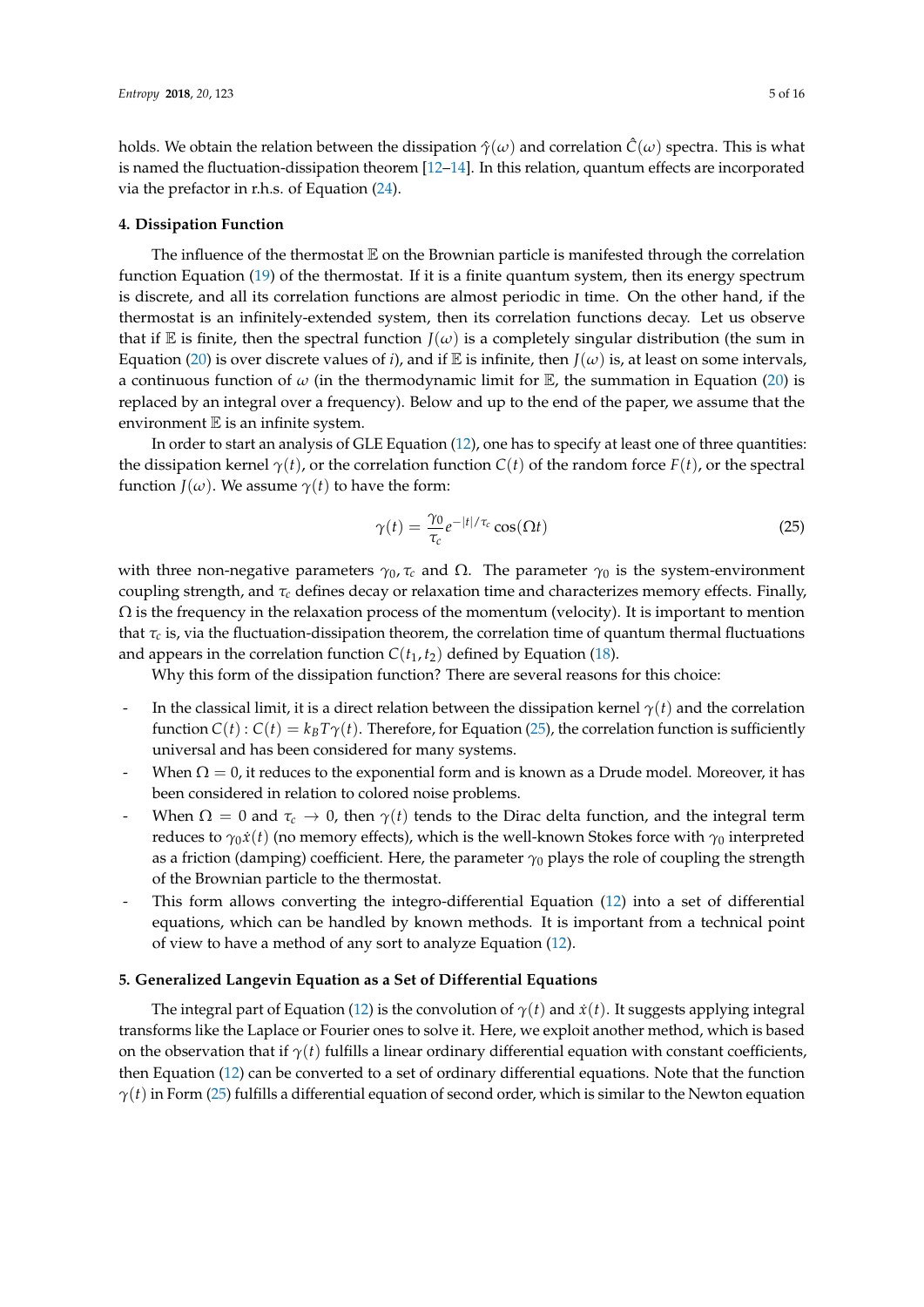holds. We obtain the relation between the dissipation $\hat{\gamma}(\omega)$ and correlation $\hat{C}(\omega)$ spectra. This is what is named the fluctuation-dissipation theorem [12–14]. In this relation, quantum effects are incorporated via the prefactor in r.h.s. of Equation (24).

#### 4. Dissipation Function

The influence of the thermostat $\mathbb{E}$ on the Brownian particle is manifested through the correlation function Equation (19) of the thermostat. If it is a finite quantum system, then its energy spectrum is discrete, and all its correlation functions are almost periodic in time. On the other hand, if the thermostat is an infinitely-extended system, then its correlation functions decay. Let us observe that if $\mathbb{E}$ is finite, then the spectral function $J(\omega)$ is a completely singular distribution (the sum in Equation (20) is over discrete values of $i$), and if $\mathbb{E}$ is infinite, then $J(\omega)$ is, at least on some intervals, a continuous function of $\omega$ (in the thermodynamic limit for $\mathbb{E}$, the summation in Equation (20) is replaced by an integral over a frequency). Below and up to the end of the paper, we assume that the environment $\mathbb{E}$ is an infinite system.

In order to start an analysis of GLE Equation (12), one has to specify at least one of three quantities: the dissipation kernel $\gamma(t)$, or the correlation function $C(t)$ of the random force $F(t)$, or the spectral function $J(\omega)$. We assume $\gamma(t)$ to have the form:

$$\gamma(t) = \frac{\gamma_0}{\tau_c} e^{-|t|/\tau_c} \cos(\Omega t) \tag{25}$$

with three non-negative parameters $\gamma_0, \tau_c$ and $\Omega$. The parameter $\gamma_0$ is the system-environment coupling strength, and $\tau_c$ defines decay or relaxation time and characterizes memory effects. Finally, $\Omega$ is the frequency in the relaxation process of the momentum (velocity). It is important to mention that $\tau_c$ is, via the fluctuation-dissipation theorem, the correlation time of quantum thermal fluctuations and appears in the correlation function $C(t_1, t_2)$ defined by Equation (18).

Why this form of the dissipation function? There are several reasons for this choice:

- In the classical limit, it is a direct relation between the dissipation kernel $\gamma(t)$ and the correlation function $C(t) : C(t) = k_B T \gamma(t)$. Therefore, for Equation (25), the correlation function is sufficiently universal and has been considered for many systems.
- When $\Omega = 0$, it reduces to the exponential form and is known as a Drude model. Moreover, it has been considered in relation to colored noise problems.
- When $\Omega = 0$ and $\tau_c \to 0$, then $\gamma(t)$ tends to the Dirac delta function, and the integral term reduces to $\gamma_0 \dot{x}(t)$ (no memory effects), which is the well-known Stokes force with $\gamma_0$ interpreted as a friction (damping) coefficient. Here, the parameter $\gamma_0$ plays the role of coupling the strength of the Brownian particle to the thermostat.
- This form allows converting the integro-differential Equation (12) into a set of differential equations, which can be handled by known methods. It is important from a technical point of view to have a method of any sort to analyze Equation (12).

#### 5. Generalized Langevin Equation as a Set of Differential Equations

The integral part of Equation (12) is the convolution of $\gamma(t)$ and $\dot{x}(t)$. It suggests applying integral transforms like the Laplace or Fourier ones to solve it. Here, we exploit another method, which is based on the observation that if $\gamma(t)$ fulfills a linear ordinary differential equation with constant coefficients, then Equation (12) can be converted to a set of ordinary differential equations. Note that the function $\gamma(t)$ in Form (25) fulfills a differential equation of second order, which is similar to the Newton equation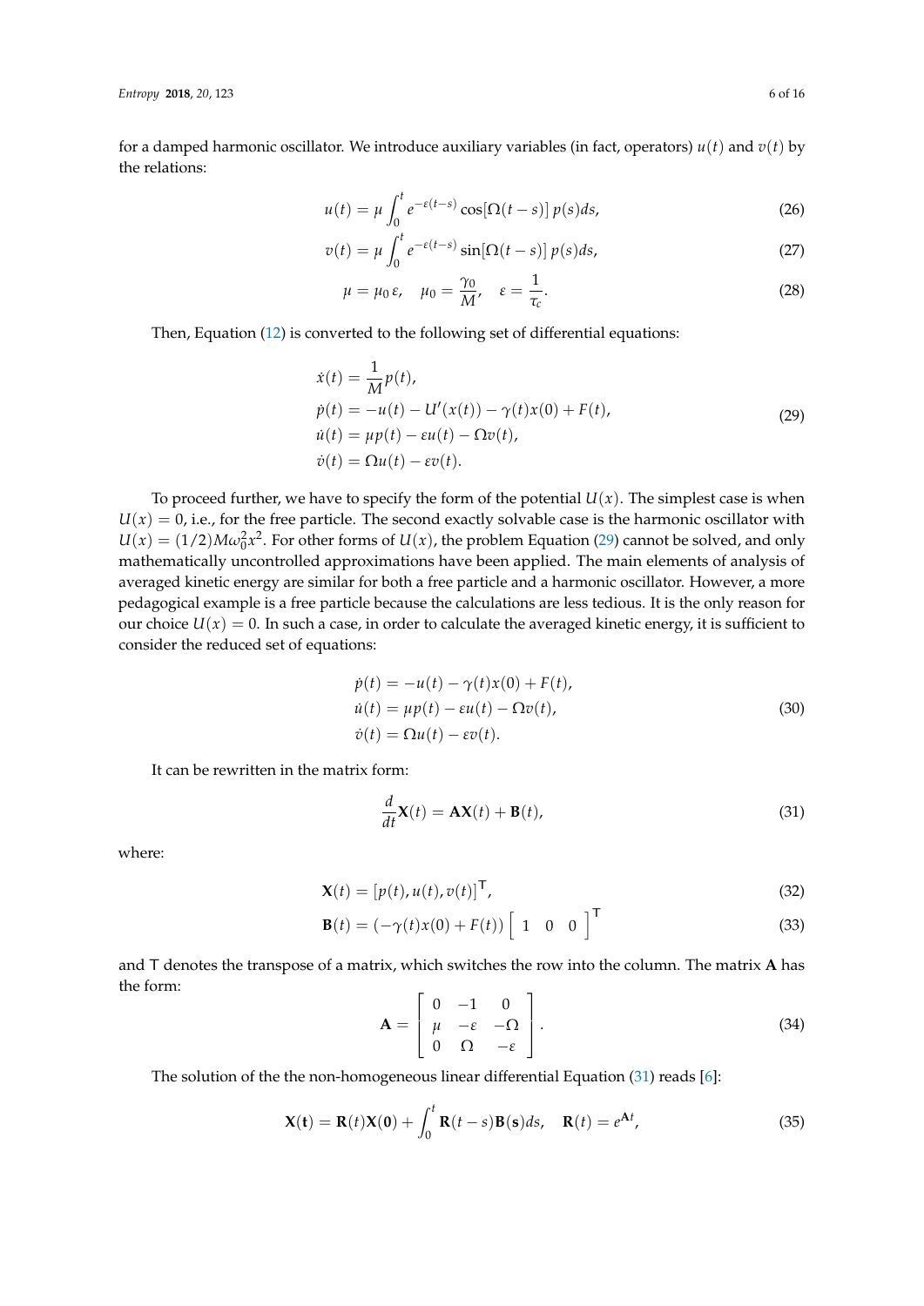for a damped harmonic oscillator. We introduce auxiliary variables (in fact, operators) $u(t)$ and $v(t)$ by the relations:

$$u(t) = \mu \int_0^t e^{-\varepsilon(t-s)} \cos[\Omega(t-s)]\, p(s) ds, \tag{26}$$

$$v(t) = \mu \int_0^t e^{-\varepsilon(t-s)} \sin[\Omega(t-s)]\, p(s) ds, \tag{27}$$

$$\mu = \mu_0\, \varepsilon, \quad \mu_0 = \frac{\gamma_0}{M}, \quad \varepsilon = \frac{1}{\tau_c}. \tag{28}$$

Then, Equation (12) is converted to the following set of differential equations:

$$\begin{aligned}
\dot{x}(t) &= \frac{1}{M} p(t), \\
\dot{p}(t) &= -u(t) - U'(x(t)) - \gamma(t)x(0) + F(t), \\
\dot{u}(t) &= \mu p(t) - \varepsilon u(t) - \Omega v(t), \\
\dot{v}(t) &= \Omega u(t) - \varepsilon v(t).
\end{aligned} \tag{29}$$

To proceed further, we have to specify the form of the potential $U(x)$. The simplest case is when $U(x) = 0$, i.e., for the free particle. The second exactly solvable case is the harmonic oscillator with $U(x) = (1/2)M\omega_0^2 x^2$. For other forms of $U(x)$, the problem Equation (29) cannot be solved, and only mathematically uncontrolled approximations have been applied. The main elements of analysis of averaged kinetic energy are similar for both a free particle and a harmonic oscillator. However, a more pedagogical example is a free particle because the calculations are less tedious. It is the only reason for our choice $U(x) = 0$. In such a case, in order to calculate the averaged kinetic energy, it is sufficient to consider the reduced set of equations:

$$\begin{aligned}
\dot{p}(t) &= -u(t) - \gamma(t)x(0) + F(t), \\
\dot{u}(t) &= \mu p(t) - \varepsilon u(t) - \Omega v(t), \\
\dot{v}(t) &= \Omega u(t) - \varepsilon v(t).
\end{aligned} \tag{30}$$

It can be rewritten in the matrix form:

$$\frac{d}{dt}\mathbf{X}(t) = \mathbf{A}\mathbf{X}(t) + \mathbf{B}(t), \tag{31}$$

where:

$$\mathbf{X}(t) = [p(t), u(t), v(t)]^{\mathsf{T}}, \tag{32}$$

$$\mathbf{B}(t) = (-\gamma(t)x(0) + F(t)) \begin{bmatrix} 1 & 0 & 0 \end{bmatrix}^{\mathsf{T}} \tag{33}$$

and $\mathsf{T}$ denotes the transpose of a matrix, which switches the row into the column. The matrix $\mathbf{A}$ has the form:

$$\mathbf{A} = \begin{bmatrix} 0 & -1 & 0 \\ \mu & -\varepsilon & -\Omega \\ 0 & \Omega & -\varepsilon \end{bmatrix}. \tag{34}$$

The solution of the the non-homogeneous linear differential Equation (31) reads [6]:

$$\mathbf{X}(\mathbf{t}) = \mathbf{R}(t)\mathbf{X}(\mathbf{0}) + \int_0^t \mathbf{R}(t-s)\mathbf{B}(\mathbf{s}) ds, \quad \mathbf{R}(t) = e^{\mathbf{A}t}, \tag{35}$$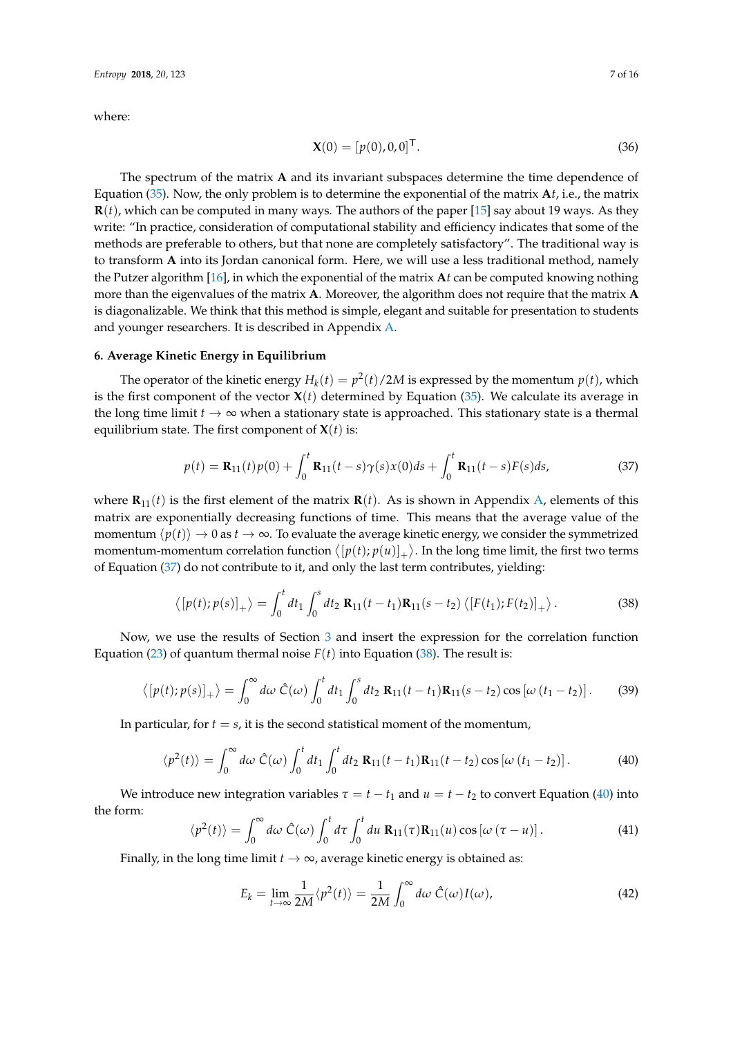where:

$$\mathbf{X}(0) = [p(0), 0, 0]^{\mathsf{T}}. \tag{36}$$

The spectrum of the matrix $\mathbf{A}$ and its invariant subspaces determine the time dependence of Equation (35). Now, the only problem is to determine the exponential of the matrix $\mathbf{A}t$, i.e., the matrix $\mathbf{R}(t)$, which can be computed in many ways. The authors of the paper [15] say about 19 ways. As they write: "In practice, consideration of computational stability and efficiency indicates that some of the methods are preferable to others, but that none are completely satisfactory". The traditional way is to transform $\mathbf{A}$ into its Jordan canonical form. Here, we will use a less traditional method, namely the Putzer algorithm [16], in which the exponential of the matrix $\mathbf{A}t$ can be computed knowing nothing more than the eigenvalues of the matrix $\mathbf{A}$. Moreover, the algorithm does not require that the matrix $\mathbf{A}$ is diagonalizable. We think that this method is simple, elegant and suitable for presentation to students and younger researchers. It is described in Appendix A.

## 6. Average Kinetic Energy in Equilibrium

The operator of the kinetic energy $H_k(t) = p^2(t)/2M$ is expressed by the momentum $p(t)$, which is the first component of the vector $\mathbf{X}(t)$ determined by Equation (35). We calculate its average in the long time limit $t \to \infty$ when a stationary state is approached. This stationary state is a thermal equilibrium state. The first component of $\mathbf{X}(t)$ is:

$$p(t) = \mathbf{R}_{11}(t)p(0) + \int_0^t \mathbf{R}_{11}(t-s)\gamma(s)x(0)ds + \int_0^t \mathbf{R}_{11}(t-s)F(s)ds, \tag{37}$$

where $\mathbf{R}_{11}(t)$ is the first element of the matrix $\mathbf{R}(t)$. As is shown in Appendix A, elements of this matrix are exponentially decreasing functions of time. This means that the average value of the momentum $\langle p(t) \rangle \to 0$ as $t \to \infty$. To evaluate the average kinetic energy, we consider the symmetrized momentum-momentum correlation function $\left\langle [p(t); p(u)]_+ \right\rangle$. In the long time limit, the first two terms of Equation (37) do not contribute to it, and only the last term contributes, yielding:

$$\left\langle [p(t); p(s)]_+ \right\rangle = \int_0^t dt_1 \int_0^s dt_2 \, \mathbf{R}_{11}(t-t_1)\mathbf{R}_{11}(s-t_2) \left\langle [F(t_1); F(t_2)]_+ \right\rangle. \tag{38}$$

Now, we use the results of Section 3 and insert the expression for the correlation function Equation (23) of quantum thermal noise $F(t)$ into Equation (38). The result is:

$$\left\langle [p(t); p(s)]_+ \right\rangle = \int_0^\infty d\omega \, \hat{C}(\omega) \int_0^t dt_1 \int_0^s dt_2 \, \mathbf{R}_{11}(t-t_1)\mathbf{R}_{11}(s-t_2) \cos\left[\omega\left(t_1 - t_2\right)\right]. \tag{39}$$

In particular, for $t = s$, it is the second statistical moment of the momentum,

$$\langle p^2(t) \rangle = \int_0^\infty d\omega \, \hat{C}(\omega) \int_0^t dt_1 \int_0^t dt_2 \, \mathbf{R}_{11}(t-t_1)\mathbf{R}_{11}(t-t_2) \cos\left[\omega\left(t_1 - t_2\right)\right]. \tag{40}$$

We introduce new integration variables $\tau = t - t_1$ and $u = t - t_2$ to convert Equation (40) into the form:

$$\langle p^2(t) \rangle = \int_0^\infty d\omega \, \hat{C}(\omega) \int_0^t d\tau \int_0^t du \, \mathbf{R}_{11}(\tau)\mathbf{R}_{11}(u) \cos\left[\omega\left(\tau - u\right)\right]. \tag{41}$$

Finally, in the long time limit $t \to \infty$, average kinetic energy is obtained as:

$$E_k = \lim_{t \to \infty} \frac{1}{2M} \langle p^2(t) \rangle = \frac{1}{2M} \int_0^\infty d\omega \, \hat{C}(\omega) I(\omega), \tag{42}$$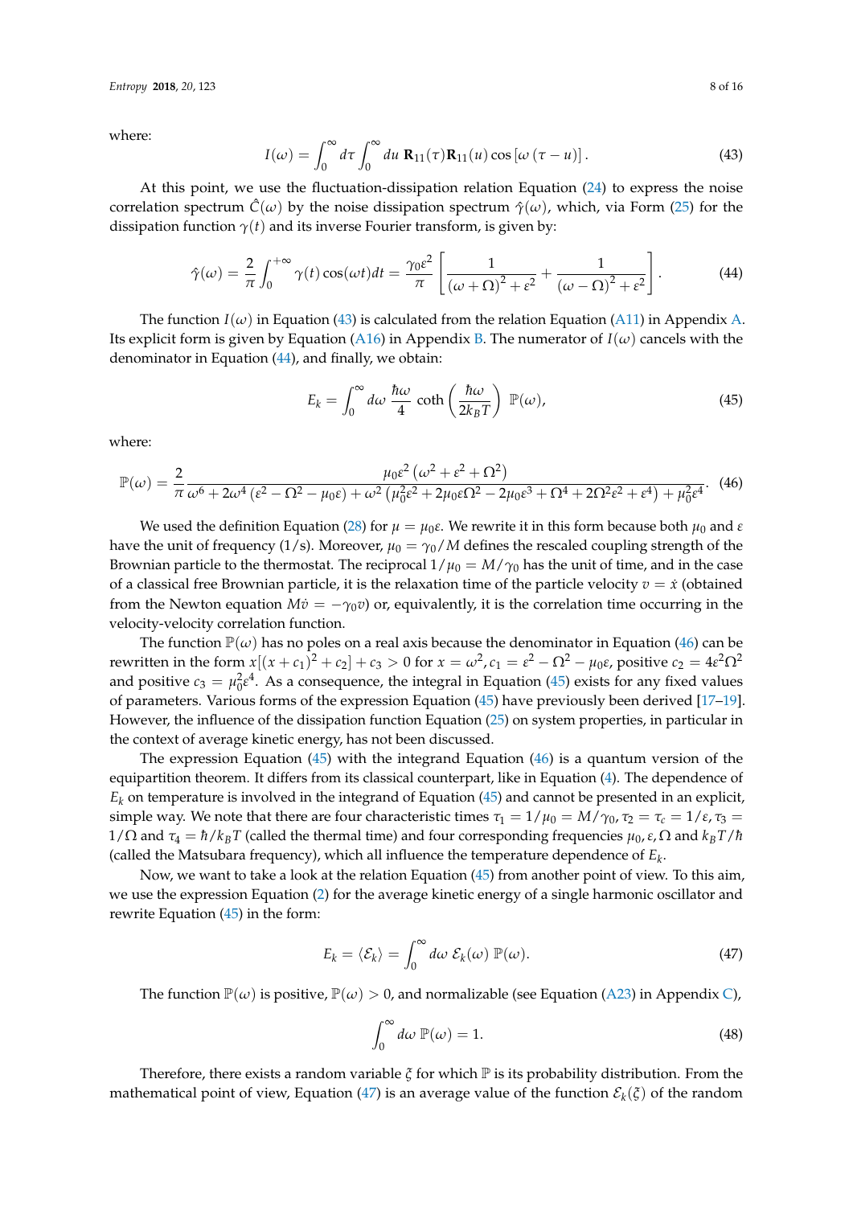where:

$$I(\omega) = \int_0^\infty d\tau \int_0^\infty du \, \mathbf{R}_{11}(\tau)\mathbf{R}_{11}(u) \cos\left[\omega\left(\tau - u\right)\right]. \tag{43}$$

At this point, we use the fluctuation-dissipation relation Equation (24) to express the noise correlation spectrum $\hat{C}(\omega)$ by the noise dissipation spectrum $\hat{\gamma}(\omega)$, which, via Form (25) for the dissipation function $\gamma(t)$ and its inverse Fourier transform, is given by:

$$\hat{\gamma}(\omega) = \frac{2}{\pi}\int_0^{+\infty} \gamma(t)\cos(\omega t)dt = \frac{\gamma_0 \varepsilon^2}{\pi}\left[\frac{1}{\left(\omega+\Omega\right)^2+\varepsilon^2} + \frac{1}{\left(\omega-\Omega\right)^2+\varepsilon^2}\right]. \tag{44}$$

The function $I(\omega)$ in Equation (43) is calculated from the relation Equation (A11) in Appendix A. Its explicit form is given by Equation (A16) in Appendix B. The numerator of $I(\omega)$ cancels with the denominator in Equation (44), and finally, we obtain:

$$E_k = \int_0^\infty d\omega \, \frac{\hbar\omega}{4} \coth\left(\frac{\hbar\omega}{2k_B T}\right) \mathbb{P}(\omega), \tag{45}$$

where:

$$\mathbb{P}(\omega) = \frac{2}{\pi}\frac{\mu_0\varepsilon^2\left(\omega^2+\varepsilon^2+\Omega^2\right)}{\omega^6 + 2\omega^4\left(\varepsilon^2-\Omega^2-\mu_0\varepsilon\right) + \omega^2\left(\mu_0^2\varepsilon^2 + 2\mu_0\varepsilon\Omega^2 - 2\mu_0\varepsilon^3 + \Omega^4 + 2\Omega^2\varepsilon^2 + \varepsilon^4\right) + \mu_0^2\varepsilon^4}. \tag{46}$$

We used the definition Equation (28) for $\mu = \mu_0\varepsilon$. We rewrite it in this form because both $\mu_0$ and $\varepsilon$ have the unit of frequency (1/s). Moreover, $\mu_0 = \gamma_0/M$ defines the rescaled coupling strength of the Brownian particle to the thermostat. The reciprocal $1/\mu_0 = M/\gamma_0$ has the unit of time, and in the case of a classical free Brownian particle, it is the relaxation time of the particle velocity $v = \dot{x}$ (obtained from the Newton equation $M\dot{v} = -\gamma_0 v$) or, equivalently, it is the correlation time occurring in the velocity-velocity correlation function.

The function $\mathbb{P}(\omega)$ has no poles on a real axis because the denominator in Equation (46) can be rewritten in the form $x[(x+c_1)^2 + c_2] + c_3 > 0$ for $x = \omega^2, c_1 = \varepsilon^2 - \Omega^2 - \mu_0\varepsilon$, positive $c_2 = 4\varepsilon^2\Omega^2$ and positive $c_3 = \mu_0^2\varepsilon^4$. As a consequence, the integral in Equation (45) exists for any fixed values of parameters. Various forms of the expression Equation (45) have previously been derived [17–19]. However, the influence of the dissipation function Equation (25) on system properties, in particular in the context of average kinetic energy, has not been discussed.

The expression Equation (45) with the integrand Equation (46) is a quantum version of the equipartition theorem. It differs from its classical counterpart, like in Equation (4). The dependence of $E_k$ on temperature is involved in the integrand of Equation (45) and cannot be presented in an explicit, simple way. We note that there are four characteristic times $\tau_1 = 1/\mu_0 = M/\gamma_0, \tau_2 = \tau_c = 1/\varepsilon, \tau_3 = 1/\Omega$ and $\tau_4 = \hbar/k_B T$ (called the thermal time) and four corresponding frequencies $\mu_0, \varepsilon, \Omega$ and $k_B T/\hbar$ (called the Matsubara frequency), which all influence the temperature dependence of $E_k$.

Now, we want to take a look at the relation Equation (45) from another point of view. To this aim, we use the expression Equation (2) for the average kinetic energy of a single harmonic oscillator and rewrite Equation (45) in the form:

$$E_k = \langle \mathcal{E}_k \rangle = \int_0^\infty d\omega \, \mathcal{E}_k(\omega)\, \mathbb{P}(\omega). \tag{47}$$

The function $\mathbb{P}(\omega)$ is positive, $\mathbb{P}(\omega) > 0$, and normalizable (see Equation (A23) in Appendix C),

$$\int_0^\infty d\omega \, \mathbb{P}(\omega) = 1. \tag{48}$$

Therefore, there exists a random variable $\xi$ for which $\mathbb{P}$ is its probability distribution. From the mathematical point of view, Equation (47) is an average value of the function $\mathcal{E}_k(\xi)$ of the random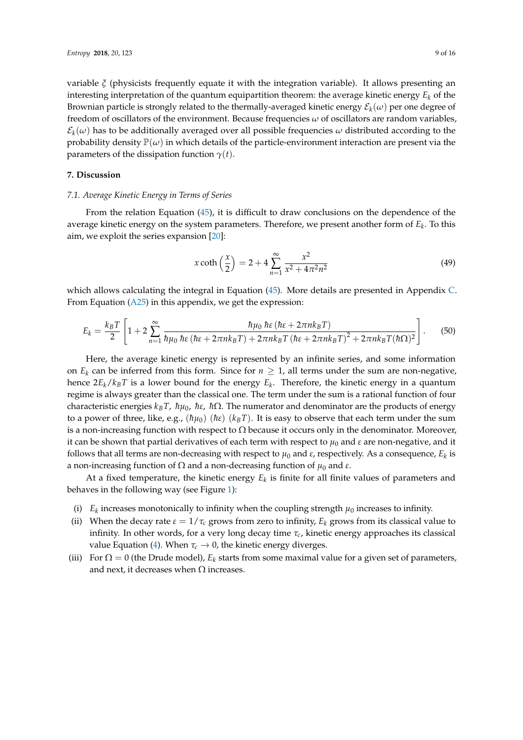variable $\xi$ (physicists frequently equate it with the integration variable). It allows presenting an interesting interpretation of the quantum equipartition theorem: the average kinetic energy $E_k$ of the Brownian particle is strongly related to the thermally-averaged kinetic energy $\mathcal{E}_k(\omega)$ per one degree of freedom of oscillators of the environment. Because frequencies $\omega$ of oscillators are random variables, $\mathcal{E}_k(\omega)$ has to be additionally averaged over all possible frequencies $\omega$ distributed according to the probability density $\mathbb{P}(\omega)$ in which details of the particle-environment interaction are present via the parameters of the dissipation function $\gamma(t)$.

## 7. Discussion

### *7.1. Average Kinetic Energy in Terms of Series*

From the relation Equation (45), it is difficult to draw conclusions on the dependence of the average kinetic energy on the system parameters. Therefore, we present another form of $E_k$. To this aim, we exploit the series expansion [20]:

$$x \coth\left(\frac{x}{2}\right) = 2 + 4\sum_{n=1}^{\infty} \frac{x^2}{x^2 + 4\pi^2 n^2} \tag{49}$$

which allows calculating the integral in Equation (45). More details are presented in Appendix C. From Equation (A25) in this appendix, we get the expression:

$$E_k = \frac{k_B T}{2}\left[1 + 2\sum_{n=1}^{\infty} \frac{\hbar\mu_0\, \hbar\varepsilon\,(\hbar\varepsilon + 2\pi n k_B T)}{\hbar\mu_0\, \hbar\varepsilon\,(\hbar\varepsilon + 2\pi n k_B T) + 2\pi n k_B T\,(\hbar\varepsilon + 2\pi n k_B T)^2 + 2\pi n k_B T (\hbar\Omega)^2}\right]. \tag{50}$$

Here, the average kinetic energy is represented by an infinite series, and some information on $E_k$ can be inferred from this form. Since for $n \geq 1$, all terms under the sum are non-negative, hence $2E_k/k_B T$ is a lower bound for the energy $E_k$. Therefore, the kinetic energy in a quantum regime is always greater than the classical one. The term under the sum is a rational function of four characteristic energies $k_B T$, $\hbar\mu_0$, $\hbar\varepsilon$, $\hbar\Omega$. The numerator and denominator are the products of energy to a power of three, like, e.g., $(\hbar\mu_0)$ $(\hbar\varepsilon)$ $(k_B T)$. It is easy to observe that each term under the sum is a non-increasing function with respect to $\Omega$ because it occurs only in the denominator. Moreover, it can be shown that partial derivatives of each term with respect to $\mu_0$ and $\varepsilon$ are non-negative, and it follows that all terms are non-decreasing with respect to $\mu_0$ and $\varepsilon$, respectively. As a consequence, $E_k$ is a non-increasing function of $\Omega$ and a non-decreasing function of $\mu_0$ and $\varepsilon$.

At a fixed temperature, the kinetic energy $E_k$ is finite for all finite values of parameters and behaves in the following way (see Figure 1):

(i) $E_k$ increases monotonically to infinity when the coupling strength $\mu_0$ increases to infinity.

(ii) When the decay rate $\varepsilon = 1/\tau_c$ grows from zero to infinity, $E_k$ grows from its classical value to infinity. In other words, for a very long decay time $\tau_c$, kinetic energy approaches its classical value Equation (4). When $\tau_c \to 0$, the kinetic energy diverges.

(iii) For $\Omega = 0$ (the Drude model), $E_k$ starts from some maximal value for a given set of parameters, and next, it decreases when $\Omega$ increases.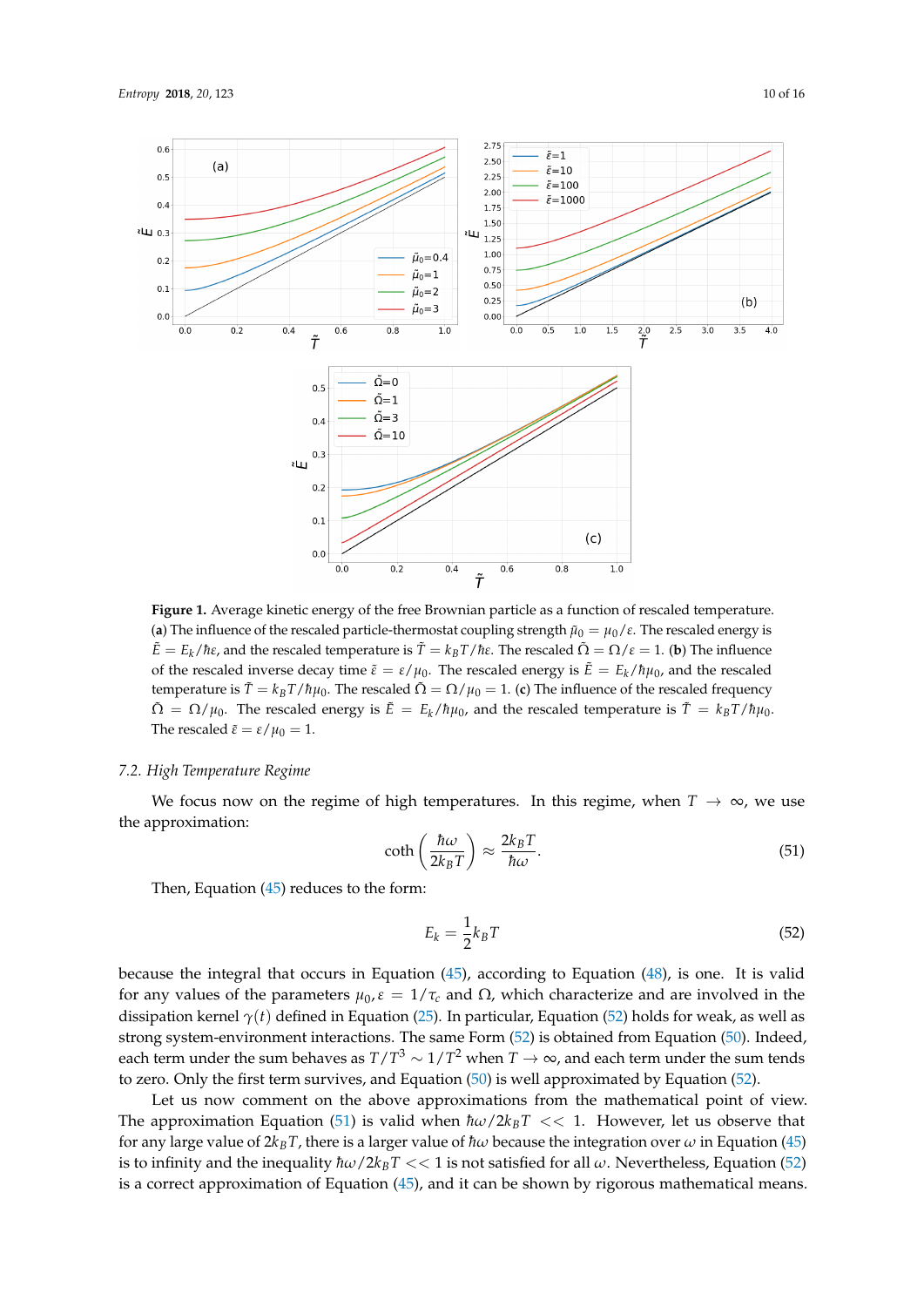**Figure 1.** Average kinetic energy of the free Brownian particle as a function of rescaled temperature. (**a**) The influence of the rescaled particle-thermostat coupling strength $\tilde{\mu}_0 = \mu_0/\varepsilon$. The rescaled energy is $\tilde{E} = E_k/\hbar\varepsilon$, and the rescaled temperature is $\tilde{T} = k_B T/\hbar\varepsilon$. The rescaled $\tilde{\Omega} = \Omega/\varepsilon = 1$. (**b**) The influence of the rescaled inverse decay time $\tilde{\varepsilon} = \varepsilon/\mu_0$. The rescaled energy is $\tilde{E} = E_k/\hbar\mu_0$, and the rescaled temperature is $\tilde{T} = k_B T/\hbar\mu_0$. The rescaled $\tilde{\Omega} = \Omega/\mu_0 = 1$. (**c**) The influence of the rescaled frequency $\tilde{\Omega} = \Omega/\mu_0$. The rescaled energy is $\tilde{E} = E_k/\hbar\mu_0$, and the rescaled temperature is $\tilde{T} = k_B T/\hbar\mu_0$. The rescaled $\tilde{\varepsilon} = \varepsilon/\mu_0 = 1$.

### 7.2. High Temperature Regime

We focus now on the regime of high temperatures. In this regime, when $T \to \infty$, we use the approximation:

$$\coth\left(\frac{\hbar\omega}{2k_B T}\right) \approx \frac{2k_B T}{\hbar\omega}. \tag{51}$$

Then, Equation (45) reduces to the form:

$$E_k = \frac{1}{2}k_B T \tag{52}$$

because the integral that occurs in Equation (45), according to Equation (48), is one. It is valid for any values of the parameters $\mu_0, \varepsilon = 1/\tau_c$ and $\Omega$, which characterize and are involved in the dissipation kernel $\gamma(t)$ defined in Equation (25). In particular, Equation (52) holds for weak, as well as strong system-environment interactions. The same Form (52) is obtained from Equation (50). Indeed, each term under the sum behaves as $T/T^3 \sim 1/T^2$ when $T \to \infty$, and each term under the sum tends to zero. Only the first term survives, and Equation (50) is well approximated by Equation (52).

Let us now comment on the above approximations from the mathematical point of view. The approximation Equation (51) is valid when $\hbar\omega/2k_B T << 1$. However, let us observe that for any large value of $2k_B T$, there is a larger value of $\hbar\omega$ because the integration over $\omega$ in Equation (45) is to infinity and the inequality $\hbar\omega/2k_B T << 1$ is not satisfied for all $\omega$. Nevertheless, Equation (52) is a correct approximation of Equation (45), and it can be shown by rigorous mathematical means.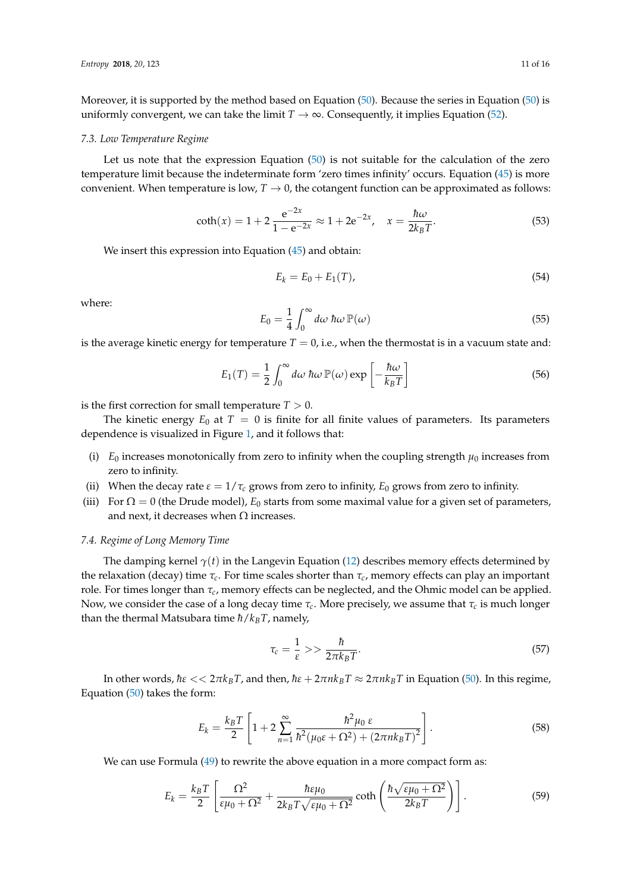Moreover, it is supported by the method based on Equation (50). Because the series in Equation (50) is uniformly convergent, we can take the limit $T \to \infty$. Consequently, it implies Equation (52).

### 7.3. Low Temperature Regime

Let us note that the expression Equation (50) is not suitable for the calculation of the zero temperature limit because the indeterminate form 'zero times infinity' occurs. Equation (45) is more convenient. When temperature is low, $T \to 0$, the cotangent function can be approximated as follows:

$$\coth(x) = 1 + 2\,\frac{e^{-2x}}{1 - e^{-2x}} \approx 1 + 2e^{-2x}, \quad x = \frac{\hbar\omega}{2k_B T}. \tag{53}$$

We insert this expression into Equation (45) and obtain:

$$E_k = E_0 + E_1(T), \tag{54}$$

where:

$$E_0 = \frac{1}{4}\int_0^\infty d\omega\; \hbar\omega\, \mathbb{P}(\omega) \tag{55}$$

is the average kinetic energy for temperature $T = 0$, i.e., when the thermostat is in a vacuum state and:

$$E_1(T) = \frac{1}{2}\int_0^\infty d\omega\; \hbar\omega\, \mathbb{P}(\omega) \exp\left[-\frac{\hbar\omega}{k_B T}\right] \tag{56}$$

is the first correction for small temperature $T > 0$.

The kinetic energy $E_0$ at $T = 0$ is finite for all finite values of parameters. Its parameters dependence is visualized in Figure 1, and it follows that:

(i) $E_0$ increases monotonically from zero to infinity when the coupling strength $\mu_0$ increases from zero to infinity.
(ii) When the decay rate $\varepsilon = 1/\tau_c$ grows from zero to infinity, $E_0$ grows from zero to infinity.
(iii) For $\Omega = 0$ (the Drude model), $E_0$ starts from some maximal value for a given set of parameters, and next, it decreases when $\Omega$ increases.

### 7.4. Regime of Long Memory Time

The damping kernel $\gamma(t)$ in the Langevin Equation (12) describes memory effects determined by the relaxation (decay) time $\tau_c$. For time scales shorter than $\tau_c$, memory effects can play an important role. For times longer than $\tau_c$, memory effects can be neglected, and the Ohmic model can be applied. Now, we consider the case of a long decay time $\tau_c$. More precisely, we assume that $\tau_c$ is much longer than the thermal Matsubara time $\hbar/k_B T$, namely,

$$\tau_c = \frac{1}{\varepsilon} >> \frac{\hbar}{2\pi k_B T}. \tag{57}$$

In other words, $\hbar\varepsilon << 2\pi k_B T$, and then, $\hbar\varepsilon + 2\pi n k_B T \approx 2\pi n k_B T$ in Equation (50). In this regime, Equation (50) takes the form:

$$E_k = \frac{k_B T}{2}\left[1 + 2\sum_{n=1}^{\infty} \frac{\hbar^2 \mu_0\, \varepsilon}{\hbar^2(\mu_0\varepsilon + \Omega^2) + (2\pi n k_B T)^2}\right]. \tag{58}$$

We can use Formula (49) to rewrite the above equation in a more compact form as:

$$E_k = \frac{k_B T}{2}\left[\frac{\Omega^2}{\varepsilon\mu_0 + \Omega^2} + \frac{\hbar\varepsilon\mu_0}{2k_B T\sqrt{\varepsilon\mu_0 + \Omega^2}} \coth\left(\frac{\hbar\sqrt{\varepsilon\mu_0 + \Omega^2}}{2k_B T}\right)\right]. \tag{59}$$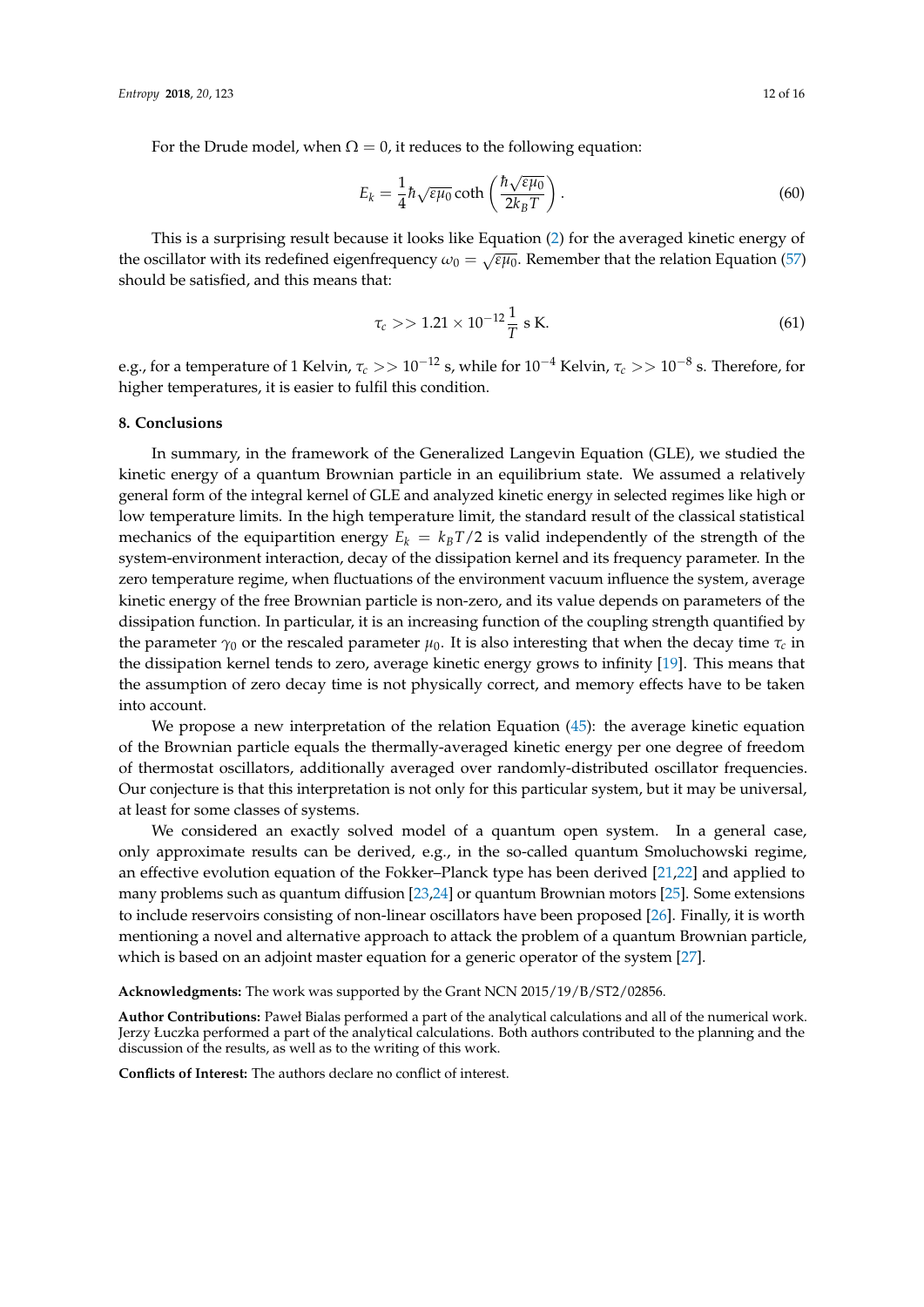For the Drude model, when $\Omega = 0$, it reduces to the following equation:

$$E_k = \frac{1}{4}\hbar\sqrt{\varepsilon\mu_0}\coth\left(\frac{\hbar\sqrt{\varepsilon\mu_0}}{2k_BT}\right). \tag{60}$$

This is a surprising result because it looks like Equation (2) for the averaged kinetic energy of the oscillator with its redefined eigenfrequency $\omega_0 = \sqrt{\varepsilon\mu_0}$. Remember that the relation Equation (57) should be satisfied, and this means that:

$$\tau_c >> 1.21 \times 10^{-12}\frac{1}{T} \text{ s K}. \tag{61}$$

e.g., for a temperature of 1 Kelvin, $\tau_c >> 10^{-12}$ s, while for $10^{-4}$ Kelvin, $\tau_c >> 10^{-8}$ s. Therefore, for higher temperatures, it is easier to fulfil this condition.

## 8. Conclusions

In summary, in the framework of the Generalized Langevin Equation (GLE), we studied the kinetic energy of a quantum Brownian particle in an equilibrium state. We assumed a relatively general form of the integral kernel of GLE and analyzed kinetic energy in selected regimes like high or low temperature limits. In the high temperature limit, the standard result of the classical statistical mechanics of the equipartition energy $E_k = k_BT/2$ is valid independently of the strength of the system-environment interaction, decay of the dissipation kernel and its frequency parameter. In the zero temperature regime, when fluctuations of the environment vacuum influence the system, average kinetic energy of the free Brownian particle is non-zero, and its value depends on parameters of the dissipation function. In particular, it is an increasing function of the coupling strength quantified by the parameter $\gamma_0$ or the rescaled parameter $\mu_0$. It is also interesting that when the decay time $\tau_c$ in the dissipation kernel tends to zero, average kinetic energy grows to infinity [19]. This means that the assumption of zero decay time is not physically correct, and memory effects have to be taken into account.

We propose a new interpretation of the relation Equation (45): the average kinetic equation of the Brownian particle equals the thermally-averaged kinetic energy per one degree of freedom of thermostat oscillators, additionally averaged over randomly-distributed oscillator frequencies. Our conjecture is that this interpretation is not only for this particular system, but it may be universal, at least for some classes of systems.

We considered an exactly solved model of a quantum open system. In a general case, only approximate results can be derived, e.g., in the so-called quantum Smoluchowski regime, an effective evolution equation of the Fokker–Planck type has been derived [21,22] and applied to many problems such as quantum diffusion [23,24] or quantum Brownian motors [25]. Some extensions to include reservoirs consisting of non-linear oscillators have been proposed [26]. Finally, it is worth mentioning a novel and alternative approach to attack the problem of a quantum Brownian particle, which is based on an adjoint master equation for a generic operator of the system [27].

**Acknowledgments:** The work was supported by the Grant NCN 2015/19/B/ST2/02856.

**Author Contributions:** Paweł Bialas performed a part of the analytical calculations and all of the numerical work. Jerzy Łuczka performed a part of the analytical calculations. Both authors contributed to the planning and the discussion of the results, as well as to the writing of this work.

**Conflicts of Interest:** The authors declare no conflict of interest.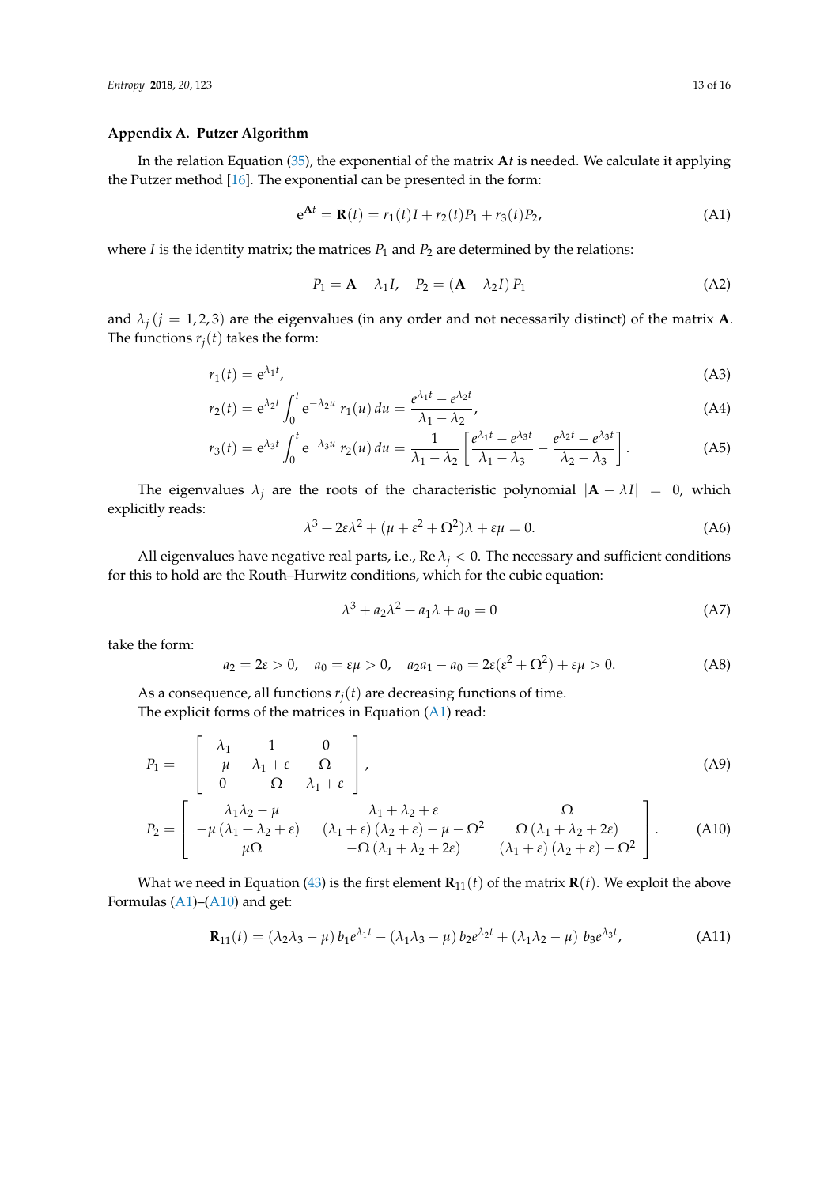## Appendix A. Putzer Algorithm

In the relation Equation (35), the exponential of the matrix $\mathbf{A}t$ is needed. We calculate it applying the Putzer method [16]. The exponential can be presented in the form:

$$\mathrm{e}^{\mathbf{A}t} = \mathbf{R}(t) = r_1(t)I + r_2(t)P_1 + r_3(t)P_2, \tag{A1}$$

where $I$ is the identity matrix; the matrices $P_1$ and $P_2$ are determined by the relations:

$$P_1 = \mathbf{A} - \lambda_1 I, \quad P_2 = (\mathbf{A} - \lambda_2 I)\, P_1 \tag{A2}$$

and $\lambda_j\,(j = 1, 2, 3)$ are the eigenvalues (in any order and not necessarily distinct) of the matrix $\mathbf{A}$. The functions $r_j(t)$ takes the form:

$$r_1(t) = \mathrm{e}^{\lambda_1 t}, \tag{A3}$$

$$r_2(t) = \mathrm{e}^{\lambda_2 t} \int_0^t \mathrm{e}^{-\lambda_2 u}\, r_1(u)\, du = \frac{e^{\lambda_1 t} - e^{\lambda_2 t}}{\lambda_1 - \lambda_2}, \tag{A4}$$

$$r_3(t) = \mathrm{e}^{\lambda_3 t} \int_0^t \mathrm{e}^{-\lambda_3 u}\, r_2(u)\, du = \frac{1}{\lambda_1 - \lambda_2} \left[ \frac{e^{\lambda_1 t} - e^{\lambda_3 t}}{\lambda_1 - \lambda_3} - \frac{e^{\lambda_2 t} - e^{\lambda_3 t}}{\lambda_2 - \lambda_3} \right]. \tag{A5}$$

The eigenvalues $\lambda_j$ are the roots of the characteristic polynomial $|\mathbf{A} - \lambda I| = 0$, which explicitly reads:

$$\lambda^3 + 2\varepsilon\lambda^2 + (\mu + \varepsilon^2 + \Omega^2)\lambda + \varepsilon\mu = 0. \tag{A6}$$

All eigenvalues have negative real parts, i.e., $\operatorname{Re}\lambda_j < 0$. The necessary and sufficient conditions for this to hold are the Routh–Hurwitz conditions, which for the cubic equation:

$$\lambda^3 + a_2\lambda^2 + a_1\lambda + a_0 = 0 \tag{A7}$$

take the form:

$$a_2 = 2\varepsilon > 0, \quad a_0 = \varepsilon\mu > 0, \quad a_2 a_1 - a_0 = 2\varepsilon(\varepsilon^2 + \Omega^2) + \varepsilon\mu > 0. \tag{A8}$$

As a consequence, all functions $r_j(t)$ are decreasing functions of time.

The explicit forms of the matrices in Equation (A1) read:

$$P_1 = -\begin{bmatrix} \lambda_1 & 1 & 0 \\ -\mu & \lambda_1 + \varepsilon & \Omega \\ 0 & -\Omega & \lambda_1 + \varepsilon \end{bmatrix}, \tag{A9}$$

$$P_2 = \begin{bmatrix} \lambda_1\lambda_2 - \mu & \lambda_1 + \lambda_2 + \varepsilon & \Omega \\ -\mu\,(\lambda_1 + \lambda_2 + \varepsilon) & (\lambda_1 + \varepsilon)\,(\lambda_2 + \varepsilon) - \mu - \Omega^2 & \Omega\,(\lambda_1 + \lambda_2 + 2\varepsilon) \\ \mu\Omega & -\Omega\,(\lambda_1 + \lambda_2 + 2\varepsilon) & (\lambda_1 + \varepsilon)\,(\lambda_2 + \varepsilon) - \Omega^2 \end{bmatrix}. \tag{A10}$$

What we need in Equation (43) is the first element $\mathbf{R}_{11}(t)$ of the matrix $\mathbf{R}(t)$. We exploit the above Formulas (A1)–(A10) and get:

$$\mathbf{R}_{11}(t) = (\lambda_2\lambda_3 - \mu)\, b_1 e^{\lambda_1 t} - (\lambda_1\lambda_3 - \mu)\, b_2 e^{\lambda_2 t} + (\lambda_1\lambda_2 - \mu)\, b_3 e^{\lambda_3 t}, \tag{A11}$$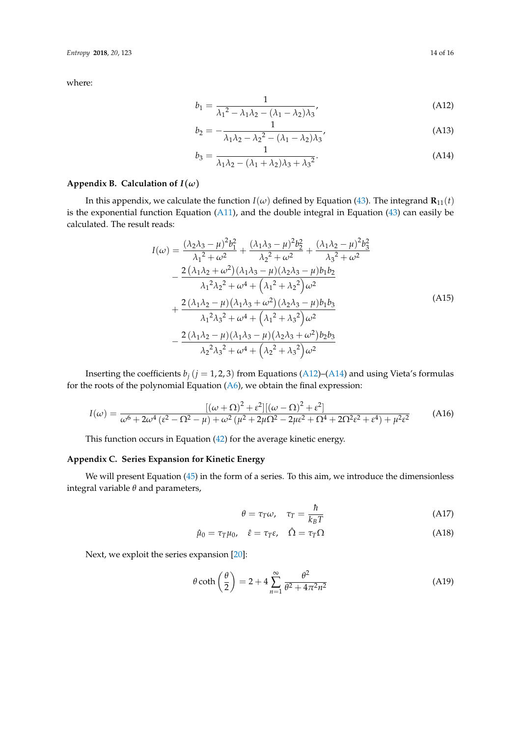where:

$$b_1 = \frac{1}{\lambda_1{}^2 - \lambda_1\lambda_2 - (\lambda_1 - \lambda_2)\lambda_3}, \tag{A12}$$

$$b_2 = -\frac{1}{\lambda_1\lambda_2 - \lambda_2{}^2 - (\lambda_1 - \lambda_2)\lambda_3}, \tag{A13}$$

$$b_3 = \frac{1}{\lambda_1\lambda_2 - (\lambda_1 + \lambda_2)\lambda_3 + \lambda_3{}^2}. \tag{A14}$$

## Appendix B. Calculation of $I(\omega)$

In this appendix, we calculate the function $I(\omega)$ defined by Equation (43). The integrand $\mathbf{R}_{11}(t)$ is the exponential function Equation (A11), and the double integral in Equation (43) can easily be calculated. The result reads:

$$\begin{aligned}
I(\omega) = &\frac{(\lambda_2\lambda_3 - \mu)^2 b_1^2}{\lambda_1{}^2 + \omega^2} + \frac{(\lambda_1\lambda_3 - \mu)^2 b_2^2}{\lambda_2{}^2 + \omega^2} + \frac{(\lambda_1\lambda_2 - \mu)^2 b_3^2}{\lambda_3{}^2 + \omega^2} \\
&- \frac{2\left(\lambda_1\lambda_2 + \omega^2\right)(\lambda_1\lambda_3 - \mu)(\lambda_2\lambda_3 - \mu) b_1 b_2}{\lambda_1{}^2\lambda_2{}^2 + \omega^4 + \left(\lambda_1{}^2 + \lambda_2{}^2\right)\omega^2} \\
&+ \frac{2\left(\lambda_1\lambda_2 - \mu\right)\left(\lambda_1\lambda_3 + \omega^2\right)(\lambda_2\lambda_3 - \mu) b_1 b_3}{\lambda_1{}^2\lambda_3{}^2 + \omega^4 + \left(\lambda_1{}^2 + \lambda_3{}^2\right)\omega^2} \\
&- \frac{2\left(\lambda_1\lambda_2 - \mu\right)(\lambda_1\lambda_3 - \mu)\left(\lambda_2\lambda_3 + \omega^2\right) b_2 b_3}{\lambda_2{}^2\lambda_3{}^2 + \omega^4 + \left(\lambda_2{}^2 + \lambda_3{}^2\right)\omega^2}
\end{aligned} \tag{A15}$$

Inserting the coefficients $b_j$ $(j = 1, 2, 3)$ from Equations (A12)–(A14) and using Vieta's formulas for the roots of the polynomial Equation (A6), we obtain the final expression:

$$I(\omega) = \frac{\left[(\omega + \Omega)^2 + \varepsilon^2\right]\left[(\omega - \Omega)^2 + \varepsilon^2\right]}{\omega^6 + 2\omega^4\left(\varepsilon^2 - \Omega^2 - \mu\right) + \omega^2\left(\mu^2 + 2\mu\Omega^2 - 2\mu\varepsilon^2 + \Omega^4 + 2\Omega^2\varepsilon^2 + \varepsilon^4\right) + \mu^2\varepsilon^2} \tag{A16}$$

This function occurs in Equation (42) for the average kinetic energy.

## Appendix C. Series Expansion for Kinetic Energy

We will present Equation (45) in the form of a series. To this aim, we introduce the dimensionless integral variable $\theta$ and parameters,

$$\theta = \tau_T\omega, \quad \tau_T = \frac{\hbar}{k_B T} \tag{A17}$$

$$\hat{\mu}_0 = \tau_T\mu_0, \quad \hat{\varepsilon} = \tau_T\varepsilon, \quad \hat{\Omega} = \tau_T\Omega \tag{A18}$$

Next, we exploit the series expansion [20]:

$$\theta \coth\left(\frac{\theta}{2}\right) = 2 + 4\sum_{n=1}^{\infty} \frac{\theta^2}{\theta^2 + 4\pi^2 n^2} \tag{A19}$$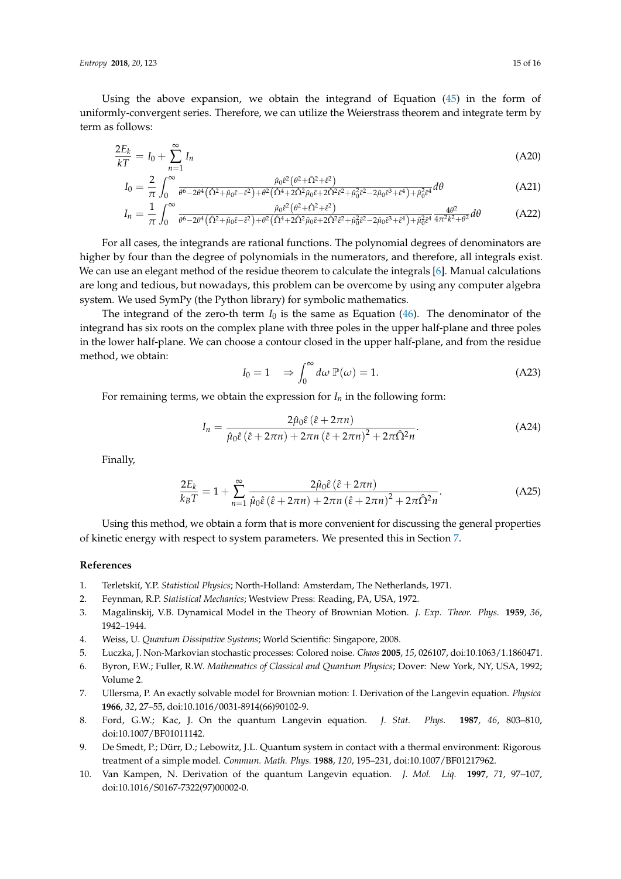Using the above expansion, we obtain the integrand of Equation (45) in the form of uniformly-convergent series. Therefore, we can utilize the Weierstrass theorem and integrate term by term as follows:

$$\frac{2E_k}{kT} = I_0 + \sum_{n=1}^{\infty} I_n \tag{A20}$$

$$I_0 = \frac{2}{\pi}\int_0^{\infty} \frac{\hat{\mu}_0\hat{\varepsilon}^2\left(\theta^2+\hat{\Omega}^2+\hat{\varepsilon}^2\right)}{\theta^6-2\theta^4\left(\hat{\Omega}^2+\hat{\mu}_0\hat{\varepsilon}-\hat{\varepsilon}^2\right)+\theta^2\left(\hat{\Omega}^4+2\hat{\Omega}^2\hat{\mu}_0\hat{\varepsilon}+2\hat{\Omega}^2\hat{\varepsilon}^2+\hat{\mu}_0^2\hat{\varepsilon}^2-2\hat{\mu}_0\hat{\varepsilon}^3+\hat{\varepsilon}^4\right)+\hat{\mu}_0^2\hat{\varepsilon}^4} d\theta \tag{A21}$$

$$I_n = \frac{1}{\pi}\int_0^{\infty} \frac{\hat{\mu}_0\hat{\varepsilon}^2\left(\theta^2+\hat{\Omega}^2+\hat{\varepsilon}^2\right)}{\theta^6-2\theta^4\left(\hat{\Omega}^2+\hat{\mu}_0\hat{\varepsilon}-\hat{\varepsilon}^2\right)+\theta^2\left(\hat{\Omega}^4+2\hat{\Omega}^2\hat{\mu}_0\hat{\varepsilon}+2\hat{\Omega}^2\hat{\varepsilon}^2+\hat{\mu}_0^2\hat{\varepsilon}^2-2\hat{\mu}_0\hat{\varepsilon}^3+\hat{\varepsilon}^4\right)+\hat{\mu}_0^2\hat{\varepsilon}^4} \frac{4\theta^2}{4\pi^2k^2+\theta^2} d\theta \tag{A22}$$

For all cases, the integrands are rational functions. The polynomial degrees of denominators are higher by four than the degree of polynomials in the numerators, and therefore, all integrals exist. We can use an elegant method of the residue theorem to calculate the integrals [6]. Manual calculations are long and tedious, but nowadays, this problem can be overcome by using any computer algebra system. We used SymPy (the Python library) for symbolic mathematics.

The integrand of the zero-th term $I_0$ is the same as Equation (46). The denominator of the integrand has six roots on the complex plane with three poles in the upper half-plane and three poles in the lower half-plane. We can choose a contour closed in the upper half-plane, and from the residue method, we obtain:

$$I_0 = 1 \quad \Rightarrow \int_0^{\infty} d\omega \, \mathbb{P}(\omega) = 1. \tag{A23}$$

For remaining terms, we obtain the expression for $I_n$ in the following form:

$$I_n = \frac{2\hat{\mu}_0\hat{\varepsilon}\left(\hat{\varepsilon}+2\pi n\right)}{\hat{\mu}_0\hat{\varepsilon}\left(\hat{\varepsilon}+2\pi n\right)+2\pi n\left(\hat{\varepsilon}+2\pi n\right)^2+2\pi\hat{\Omega}^2 n}. \tag{A24}$$

Finally,

$$\frac{2E_k}{k_BT} = 1 + \sum_{n=1}^{\infty} \frac{2\hat{\mu}_0\hat{\varepsilon}\left(\hat{\varepsilon}+2\pi n\right)}{\hat{\mu}_0\hat{\varepsilon}\left(\hat{\varepsilon}+2\pi n\right)+2\pi n\left(\hat{\varepsilon}+2\pi n\right)^2+2\pi\hat{\Omega}^2 n}. \tag{A25}$$

Using this method, we obtain a form that is more convenient for discussing the general properties of kinetic energy with respect to system parameters. We presented this in Section 7.

## References

1. Terletskií, Y.P. *Statistical Physics*; North-Holland: Amsterdam, The Netherlands, 1971.
2. Feynman, R.P. *Statistical Mechanics*; Westview Press: Reading, PA, USA, 1972.
3. Magalinskij, V.B. Dynamical Model in the Theory of Brownian Motion. *J. Exp. Theor. Phys.* **1959**, *36*, 1942–1944.
4. Weiss, U. *Quantum Dissipative Systems*; World Scientific: Singapore, 2008.
5. Łuczka, J. Non-Markovian stochastic processes: Colored noise. *Chaos* **2005**, *15*, 026107, doi:10.1063/1.1860471.
6. Byron, F.W.; Fuller, R.W. *Mathematics of Classical and Quantum Physics*; Dover: New York, NY, USA, 1992; Volume 2.
7. Ullersma, P. An exactly solvable model for Brownian motion: I. Derivation of the Langevin equation. *Physica* **1966**, *32*, 27–55, doi:10.1016/0031-8914(66)90102-9.
8. Ford, G.W.; Kac, J. On the quantum Langevin equation. *J. Stat. Phys.* **1987**, *46*, 803–810, doi:10.1007/BF01011142.
9. De Smedt, P.; Dürr, D.; Lebowitz, J.L. Quantum system in contact with a thermal environment: Rigorous treatment of a simple model. *Commun. Math. Phys.* **1988**, *120*, 195–231, doi:10.1007/BF01217962.
10. Van Kampen, N. Derivation of the quantum Langevin equation. *J. Mol. Liq.* **1997**, *71*, 97–107, doi:10.1016/S0167-7322(97)00002-0.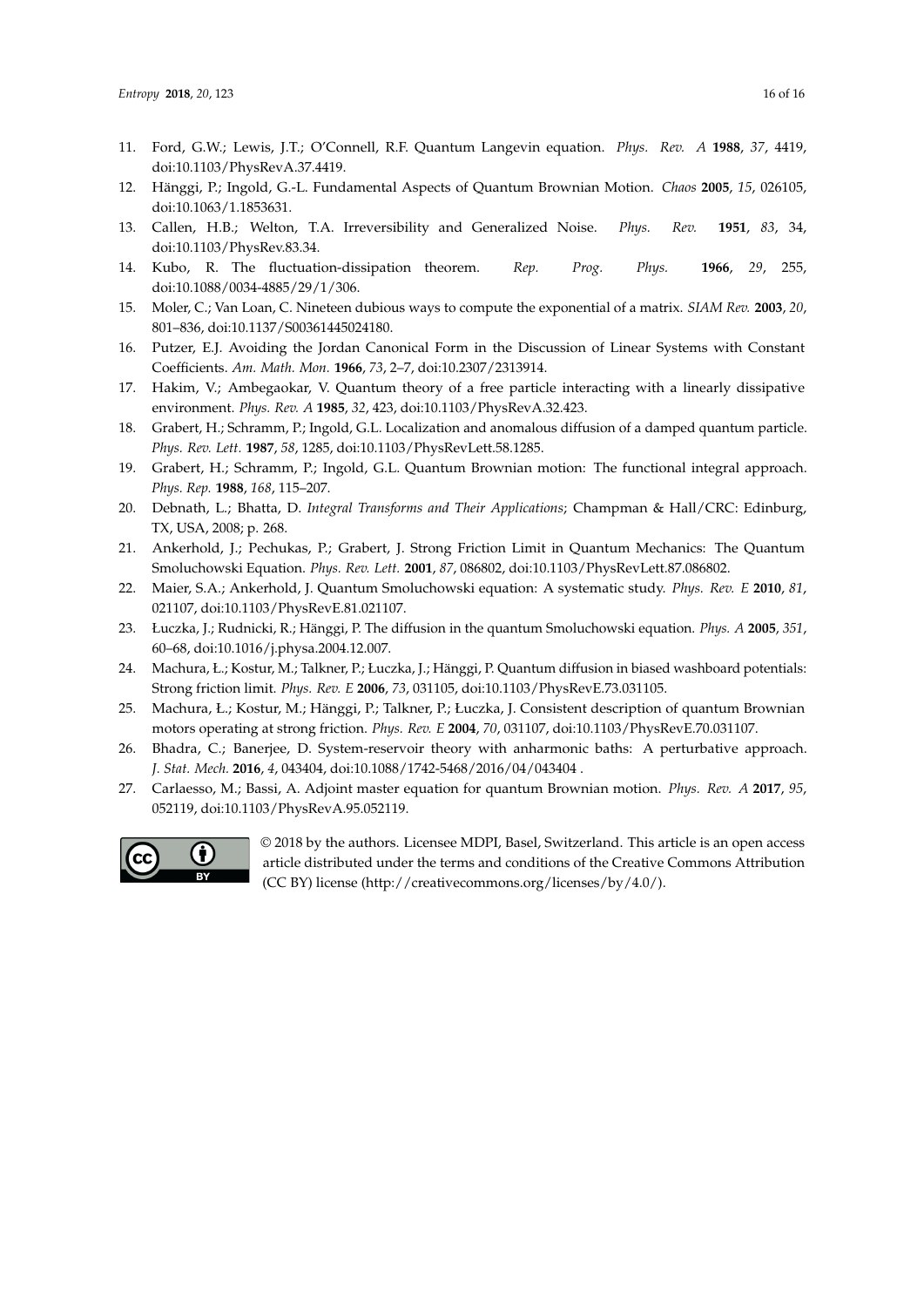11. Ford, G.W.; Lewis, J.T.; O'Connell, R.F. Quantum Langevin equation. *Phys. Rev. A* **1988**, *37*, 4419, doi:10.1103/PhysRevA.37.4419.
12. Hänggi, P.; Ingold, G.-L. Fundamental Aspects of Quantum Brownian Motion. *Chaos* **2005**, *15*, 026105, doi:10.1063/1.1853631.
13. Callen, H.B.; Welton, T.A. Irreversibility and Generalized Noise. *Phys. Rev.* **1951**, *83*, 34, doi:10.1103/PhysRev.83.34.
14. Kubo, R. The fluctuation-dissipation theorem. *Rep. Prog. Phys.* **1966**, *29*, 255, doi:10.1088/0034-4885/29/1/306.
15. Moler, C.; Van Loan, C. Nineteen dubious ways to compute the exponential of a matrix. *SIAM Rev.* **2003**, *20*, 801–836, doi:10.1137/S00361445024180.
16. Putzer, E.J. Avoiding the Jordan Canonical Form in the Discussion of Linear Systems with Constant Coefficients. *Am. Math. Mon.* **1966**, *73*, 2–7, doi:10.2307/2313914.
17. Hakim, V.; Ambegaokar, V. Quantum theory of a free particle interacting with a linearly dissipative environment. *Phys. Rev. A* **1985**, *32*, 423, doi:10.1103/PhysRevA.32.423.
18. Grabert, H.; Schramm, P.; Ingold, G.L. Localization and anomalous diffusion of a damped quantum particle. *Phys. Rev. Lett.* **1987**, *58*, 1285, doi:10.1103/PhysRevLett.58.1285.
19. Grabert, H.; Schramm, P.; Ingold, G.L. Quantum Brownian motion: The functional integral approach. *Phys. Rep.* **1988**, *168*, 115–207.
20. Debnath, L.; Bhatta, D. *Integral Transforms and Their Applications*; Champman & Hall/CRC: Edinburg, TX, USA, 2008; p. 268.
21. Ankerhold, J.; Pechukas, P.; Grabert, J. Strong Friction Limit in Quantum Mechanics: The Quantum Smoluchowski Equation. *Phys. Rev. Lett.* **2001**, *87*, 086802, doi:10.1103/PhysRevLett.87.086802.
22. Maier, S.A.; Ankerhold, J. Quantum Smoluchowski equation: A systematic study. *Phys. Rev. E* **2010**, *81*, 021107, doi:10.1103/PhysRevE.81.021107.
23. Łuczka, J.; Rudnicki, R.; Hänggi, P. The diffusion in the quantum Smoluchowski equation. *Phys. A* **2005**, *351*, 60–68, doi:10.1016/j.physa.2004.12.007.
24. Machura, Ł.; Kostur, M.; Talkner, P.; Łuczka, J.; Hänggi, P. Quantum diffusion in biased washboard potentials: Strong friction limit. *Phys. Rev. E* **2006**, *73*, 031105, doi:10.1103/PhysRevE.73.031105.
25. Machura, Ł.; Kostur, M.; Hänggi, P.; Talkner, P.; Łuczka, J. Consistent description of quantum Brownian motors operating at strong friction. *Phys. Rev. E* **2004**, *70*, 031107, doi:10.1103/PhysRevE.70.031107.
26. Bhadra, C.; Banerjee, D. System-reservoir theory with anharmonic baths: A perturbative approach. *J. Stat. Mech.* **2016**, *4*, 043404, doi:10.1088/1742-5468/2016/04/043404 .
27. Carlaesso, M.; Bassi, A. Adjoint master equation for quantum Brownian motion. *Phys. Rev. A* **2017**, *95*, 052119, doi:10.1103/PhysRevA.95.052119.

© 2018 by the authors. Licensee MDPI, Basel, Switzerland. This article is an open access article distributed under the terms and conditions of the Creative Commons Attribution (CC BY) license (http://creativecommons.org/licenses/by/4.0/).